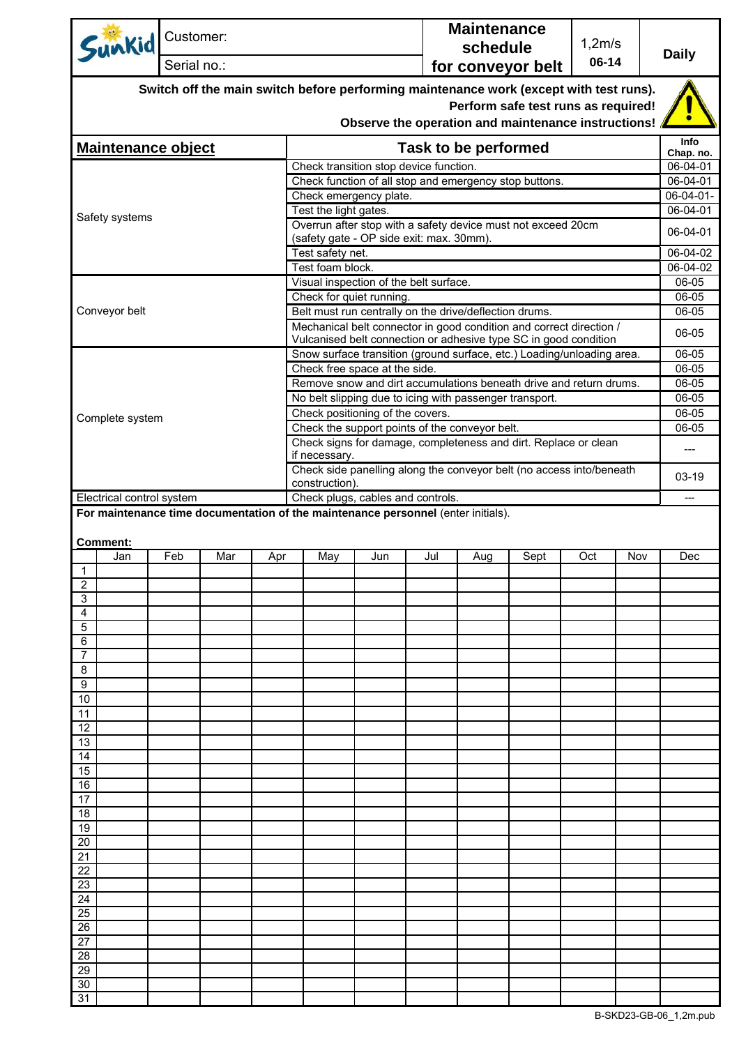| Sunkid | Customer: | Maintenance schedule for conveyor belt | 1,2m/s | Daily |
|---|---|---|---|---|
| | Serial no.: | | 06-14 | |

**Switch off the main switch before performing maintenance work (except with test runs).**
**Perform safe test runs as required!**
**Observe the operation and maintenance instructions!**

| Maintenance object | Task to be performed | Info Chap. no. |
|---|---|---|
| Safety systems | Check transition stop device function. | 06-04-01 |
| | Check function of all stop and emergency stop buttons. | 06-04-01 |
| | Check emergency plate. | 06-04-01- |
| | Test the light gates. | 06-04-01 |
| | Overrun after stop with a safety device must not exceed 20cm (safety gate - OP side exit: max. 30mm). | 06-04-01 |
| | Test safety net. | 06-04-02 |
| | Test foam block. | 06-04-02 |
| Conveyor belt | Visual inspection of the belt surface. | 06-05 |
| | Check for quiet running. | 06-05 |
| | Belt must run centrally on the drive/deflection drums. | 06-05 |
| | Mechanical belt connector in good condition and correct direction / Vulcanised belt connection or adhesive type SC in good condition | 06-05 |
| Complete system | Snow surface transition (ground surface, etc.) Loading/unloading area. | 06-05 |
| | Check free space at the side. | 06-05 |
| | Remove snow and dirt accumulations beneath drive and return drums. | 06-05 |
| | No belt slipping due to icing with passenger transport. | 06-05 |
| | Check positioning of the covers. | 06-05 |
| | Check the support points of the conveyor belt. | 06-05 |
| | Check signs for damage, completeness and dirt. Replace or clean if necessary. | --- |
| | Check side panelling along the conveyor belt (no access into/beneath construction). | 03-19 |
| Electrical control system | Check plugs, cables and controls. | --- |

**For maintenance time documentation of the maintenance personnel** (enter initials).

**Comment:**

| | Jan | Feb | Mar | Apr | May | Jun | Jul | Aug | Sept | Oct | Nov | Dec |
|---|---|---|---|---|---|---|---|---|---|---|---|---|
| 1 | | | | | | | | | | | | |
| 2 | | | | | | | | | | | | |
| 3 | | | | | | | | | | | | |
| 4 | | | | | | | | | | | | |
| 5 | | | | | | | | | | | | |
| 6 | | | | | | | | | | | | |
| 7 | | | | | | | | | | | | |
| 8 | | | | | | | | | | | | |
| 9 | | | | | | | | | | | | |
| 10 | | | | | | | | | | | | |
| 11 | | | | | | | | | | | | |
| 12 | | | | | | | | | | | | |
| 13 | | | | | | | | | | | | |
| 14 | | | | | | | | | | | | |
| 15 | | | | | | | | | | | | |
| 16 | | | | | | | | | | | | |
| 17 | | | | | | | | | | | | |
| 18 | | | | | | | | | | | | |
| 19 | | | | | | | | | | | | |
| 20 | | | | | | | | | | | | |
| 21 | | | | | | | | | | | | |
| 22 | | | | | | | | | | | | |
| 23 | | | | | | | | | | | | |
| 24 | | | | | | | | | | | | |
| 25 | | | | | | | | | | | | |
| 26 | | | | | | | | | | | | |
| 27 | | | | | | | | | | | | |
| 28 | | | | | | | | | | | | |
| 29 | | | | | | | | | | | | |
| 30 | | | | | | | | | | | | |
| 31 | | | | | | | | | | | | |

B-SKD23-GB-06_1,2m.pub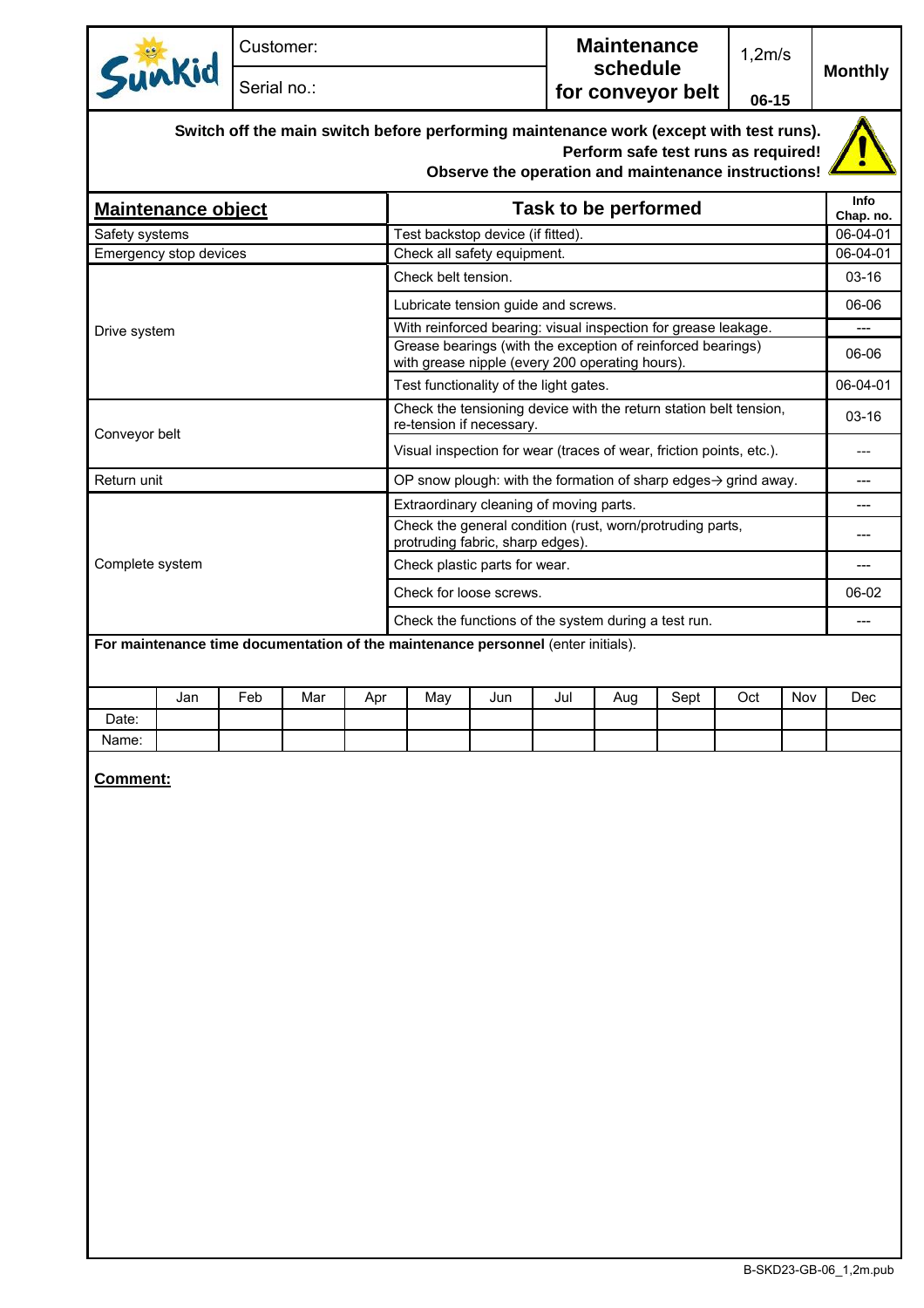| Sunkid | Customer: | Maintenance schedule for conveyor belt | 1,2m/s | Monthly |
|---|---|---|---|---|
| | Serial no.: | | 06-15 | |

**Switch off the main switch before performing maintenance work (except with test runs).**
**Perform safe test runs as required!**
**Observe the operation and maintenance instructions!**

| Maintenance object | Task to be performed | Info Chap. no. |
|---|---|---|
| Safety systems | Test backstop device (if fitted). | 06-04-01 |
| Emergency stop devices | Check all safety equipment. | 06-04-01 |
| Drive system | Check belt tension. | 03-16 |
| | Lubricate tension guide and screws. | 06-06 |
| | With reinforced bearing: visual inspection for grease leakage. | --- |
| | Grease bearings (with the exception of reinforced bearings) with grease nipple (every 200 operating hours). | 06-06 |
| | Test functionality of the light gates. | 06-04-01 |
| Conveyor belt | Check the tensioning device with the return station belt tension, re-tension if necessary. | 03-16 |
| | Visual inspection for wear (traces of wear, friction points, etc.). | --- |
| Return unit | OP snow plough: with the formation of sharp edges→ grind away. | --- |
| Complete system | Extraordinary cleaning of moving parts. | --- |
| | Check the general condition (rust, worn/protruding parts, protruding fabric, sharp edges). | --- |
| | Check plastic parts for wear. | --- |
| | Check for loose screws. | 06-02 |
| | Check the functions of the system during a test run. | --- |

**For maintenance time documentation of the maintenance personnel** (enter initials).

| | Jan | Feb | Mar | Apr | May | Jun | Jul | Aug | Sept | Oct | Nov | Dec |
|---|---|---|---|---|---|---|---|---|---|---|---|---|
| Date: | | | | | | | | | | | | |
| Name: | | | | | | | | | | | | |

**Comment:**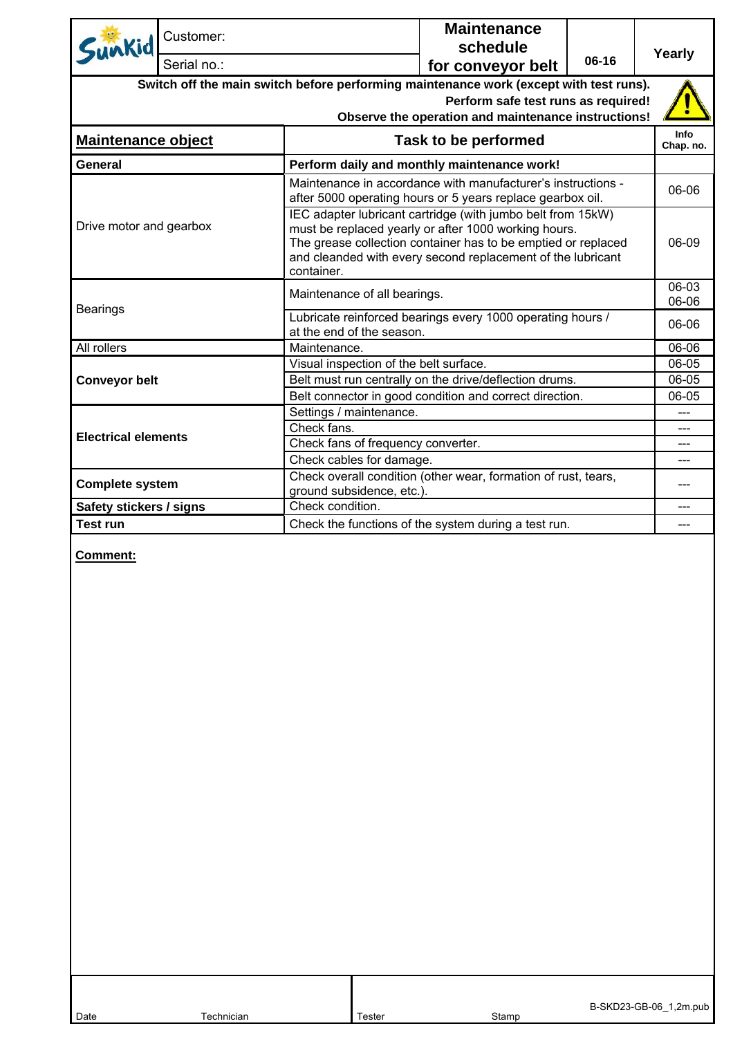| Sunkid | Customer: | Maintenance schedule for conveyor belt | 06-16 | Yearly |
|---|---|---|---|---|
| | Serial no.: | | | |

**Switch off the main switch before performing maintenance work (except with test runs).**
**Perform safe test runs as required!**
**Observe the operation and maintenance instructions!**

| Maintenance object | Task to be performed | Info Chap. no. |
|---|---|---|
| **General** | **Perform daily and monthly maintenance work!** | |
| Drive motor and gearbox | Maintenance in accordance with manufacturer's instructions - after 5000 operating hours or 5 years replace gearbox oil. | 06-06 |
| | IEC adapter lubricant cartridge (with jumbo belt from 15kW) must be replaced yearly or after 1000 working hours. The grease collection container has to be emptied or replaced and cleanded with every second replacement of the lubricant container. | 06-09 |
| Bearings | Maintenance of all bearings. | 06-03 06-06 |
| | Lubricate reinforced bearings every 1000 operating hours / at the end of the season. | 06-06 |
| All rollers | Maintenance. | 06-06 |
| **Conveyor belt** | Visual inspection of the belt surface. | 06-05 |
| | Belt must run centrally on the drive/deflection drums. | 06-05 |
| | Belt connector in good condition and correct direction. | 06-05 |
| **Electrical elements** | Settings / maintenance. | --- |
| | Check fans. | --- |
| | Check fans of frequency converter. | --- |
| | Check cables for damage. | --- |
| **Complete system** | Check overall condition (other wear, formation of rust, tears, ground subsidence, etc.). | --- |
| **Safety stickers / signs** | Check condition. | --- |
| **Test run** | Check the functions of the system during a test run. | --- |

**Comment:**

| Date | Technician | Tester | Stamp |
|---|---|---|---|
| | | | |

B-SKD23-GB-06_1,2m.pub